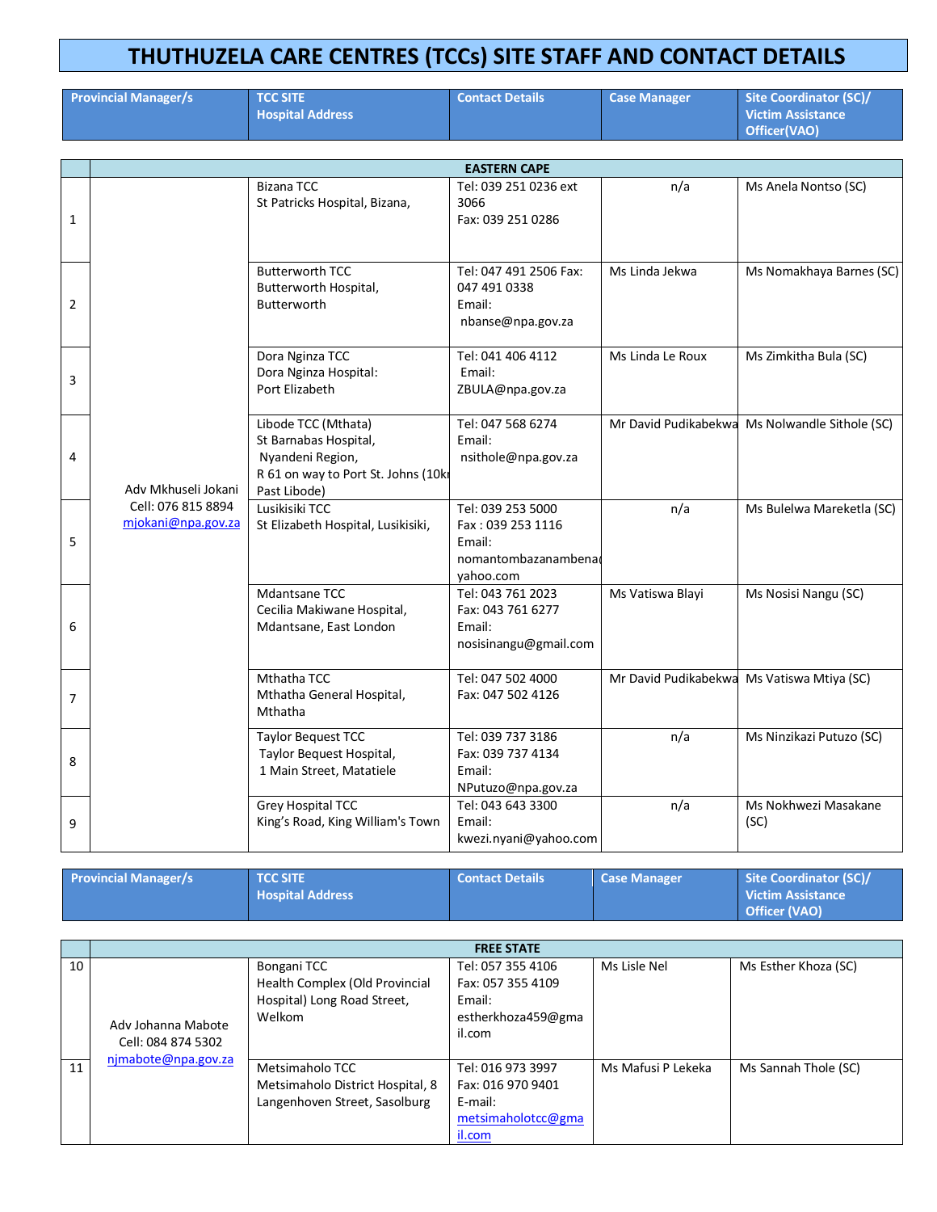# THUTHUZELA CARE CENTRES (TCCs) SITE STAFF AND CONTACT DETAILS

| | Provincial Manager/s | TCC SITE Hospital Address | Contact Details | Case Manager | Site Coordinator (SC)/ Victim Assistance Officer(VAO) |
|---|---|---|---|---|---|
| | | **EASTERN CAPE** | | | |
| 1 | Adv Mkhuseli Jokani Cell: 076 815 8894 mjokani@npa.gov.za | Bizana TCC St Patricks Hospital, Bizana, | Tel: 039 251 0236 ext 3066 Fax: 039 251 0286 | n/a | Ms Anela Nontso (SC) |
| 2 | | Butterworth TCC Butterworth Hospital, Butterworth | Tel: 047 491 2506 Fax: 047 491 0338 Email: nbanse@npa.gov.za | Ms Linda Jekwa | Ms Nomakhaya Barnes (SC) |
| 3 | | Dora Nginza TCC Dora Nginza Hospital: Port Elizabeth | Tel: 041 406 4112 Email: ZBULA@npa.gov.za | Ms Linda Le Roux | Ms Zimkitha Bula (SC) |
| 4 | | Libode TCC (Mthata) St Barnabas Hospital, Nyandeni Region, R 61 on way to Port St. Johns (10km Past Libode) | Tel: 047 568 6274 Email: nsithole@npa.gov.za | Mr David Pudikabekwa | Ms Nolwandle Sithole (SC) |
| 5 | | Lusikisiki TCC St Elizabeth Hospital, Lusikisiki, | Tel: 039 253 5000 Fax : 039 253 1116 Email: nomantombazanambena@yahoo.com | n/a | Ms Bulelwa Mareketla (SC) |
| 6 | | Mdantsane TCC Cecilia Makiwane Hospital, Mdantsane, East London | Tel: 043 761 2023 Fax: 043 761 6277 Email: nosisinangu@gmail.com | Ms Vatiswa Blayi | Ms Nosisi Nangu (SC) |
| 7 | | Mthatha TCC Mthatha General Hospital, Mthatha | Tel: 047 502 4000 Fax: 047 502 4126 | Mr David Pudikabekwa | Ms Vatiswa Mtiya (SC) |
| 8 | | Taylor Bequest TCC Taylor Bequest Hospital, 1 Main Street, Matatiele | Tel: 039 737 3186 Fax: 039 737 4134 Email: NPutuzo@npa.gov.za | n/a | Ms Ninzikazi Putuzo (SC) |
| 9 | | Grey Hospital TCC King's Road, King William's Town | Tel: 043 643 3300 Email: kwezi.nyani@yahoo.com | n/a | Ms Nokhwezi Masakane (SC) |

| | Provincial Manager/s | TCC SITE Hospital Address | Contact Details | Case Manager | Site Coordinator (SC)/ Victim Assistance Officer (VAO) |
|---|---|---|---|---|---|
| | | **FREE STATE** | | | |
| 10 | Adv Johanna Mabote Cell: 084 874 5302 njmabote@npa.gov.za | Bongani TCC Health Complex (Old Provincial Hospital) Long Road Street, Welkom | Tel: 057 355 4106 Fax: 057 355 4109 Email: estherkhoza459@gmail.com | Ms Lisle Nel | Ms Esther Khoza (SC) |
| 11 | | Metsimaholo TCC Metsimaholo District Hospital, 8 Langenhoven Street, Sasolburg | Tel: 016 973 3997 Fax: 016 970 9401 E-mail: metsimaholotcc@gmail.com | Ms Mafusi P Lekeka | Ms Sannah Thole (SC) |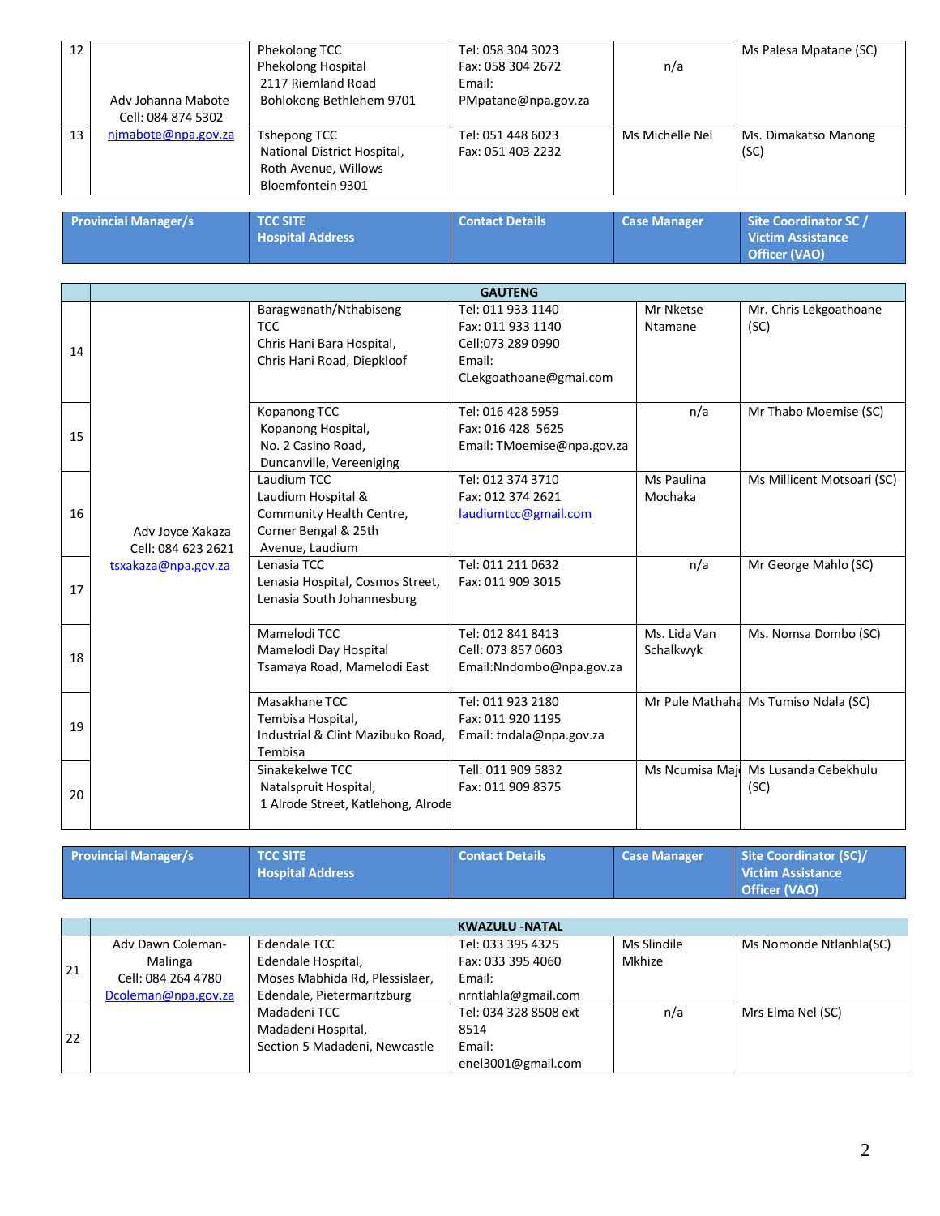| | | | | | |
|---|---|---|---|---|---|
| 12 | Adv Johanna Mabote<br>Cell: 084 874 5302<br>njmabote@npa.gov.za | Phekolong TCC<br>Phekolong Hospital<br>2117 Riemland Road<br>Bohlokong Bethlehem 9701 | Tel: 058 304 3023<br>Fax: 058 304 2672<br>Email:<br>PMpatane@npa.gov.za | n/a | Ms Palesa Mpatane (SC) |
| 13 | | Tshepong TCC<br>National District Hospital,<br>Roth Avenue, Willows<br>Bloemfontein 9301 | Tel: 051 448 6023<br>Fax: 051 403 2232 | Ms Michelle Nel | Ms. Dimakatso Manong (SC) |

| | Provincial Manager/s | TCC SITE<br>Hospital Address | Contact Details | Case Manager | Site Coordinator SC / Victim Assistance Officer (VAO) |
|---|---|---|---|---|---|
| | **GAUTENG** | | | | |
| 14 | Adv Joyce Xakaza<br>Cell: 084 623 2621<br>tsxakaza@npa.gov.za | Baragwanath/Nthabiseng TCC<br>Chris Hani Bara Hospital,<br>Chris Hani Road, Diepkloof | Tel: 011 933 1140<br>Fax: 011 933 1140<br>Cell:073 289 0990<br>Email:<br>CLekgoathoane@gmai.com | Mr Nketse Ntamane | Mr. Chris Lekgoathoane (SC) |
| 15 | | Kopanong TCC<br>Kopanong Hospital,<br>No. 2 Casino Road,<br>Duncanville, Vereeniging | Tel: 016 428 5959<br>Fax: 016 428 5625<br>Email: TMoemise@npa.gov.za | n/a | Mr Thabo Moemise (SC) |
| 16 | | Laudium TCC<br>Laudium Hospital &<br>Community Health Centre,<br>Corner Bengal & 25th Avenue, Laudium | Tel: 012 374 3710<br>Fax: 012 374 2621<br>laudiumtcc@gmail.com | Ms Paulina Mochaka | Ms Millicent Motsoari (SC) |
| 17 | | Lenasia TCC<br>Lenasia Hospital, Cosmos Street,<br>Lenasia South Johannesburg | Tel: 011 211 0632<br>Fax: 011 909 3015 | n/a | Mr George Mahlo (SC) |
| 18 | | Mamelodi TCC<br>Mamelodi Day Hospital<br>Tsamaya Road, Mamelodi East | Tel: 012 841 8413<br>Cell: 073 857 0603<br>Email:Nndombo@npa.gov.za | Ms. Lida Van Schalkwyk | Ms. Nomsa Dombo (SC) |
| 19 | | Masakhane TCC<br>Tembisa Hospital,<br>Industrial & Clint Mazibuko Road,<br>Tembisa | Tel: 011 923 2180<br>Fax: 011 920 1195<br>Email: tndala@npa.gov.za | Mr Pule Mathaha | Ms Tumiso Ndala (SC) |
| 20 | | Sinakekelwe TCC<br>Natalspruit Hospital,<br>1 Alrode Street, Katlehong, Alrode | Tell: 011 909 5832<br>Fax: 011 909 8375 | Ms Ncumisa Maj | Ms Lusanda Cebekhulu (SC) |

| | Provincial Manager/s | TCC SITE<br>Hospital Address | Contact Details | Case Manager | Site Coordinator (SC)/ Victim Assistance Officer (VAO) |
|---|---|---|---|---|---|
| | **KWAZULU -NATAL** | | | | |
| 21 | Adv Dawn Coleman-Malinga<br>Cell: 084 264 4780<br>Dcoleman@npa.gov.za | Edendale TCC<br>Edendale Hospital,<br>Moses Mabhida Rd, Plessislaer,<br>Edendale, Pietermaritzburg | Tel: 033 395 4325<br>Fax: 033 395 4060<br>Email:<br>nrntlahla@gmail.com | Ms Slindile Mkhize | Ms Nomonde Ntlanhla(SC) |
| 22 | | Madadeni TCC<br>Madadeni Hospital,<br>Section 5 Madadeni, Newcastle | Tel: 034 328 8508 ext 8514<br>Email:<br>enel3001@gmail.com | n/a | Mrs Elma Nel (SC) |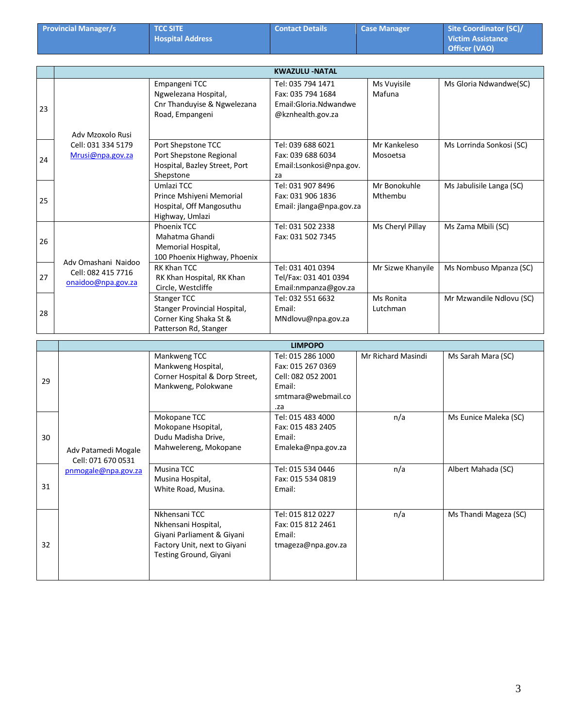| | Provincial Manager/s | TCC SITE Hospital Address | Contact Details | Case Manager | Site Coordinator (SC)/ Victim Assistance Officer (VAO) |
|---|---|---|---|---|---|
| | | **KWAZULU -NATAL** | | | |
| 23 | Adv Mzoxolo Rusi Cell: 031 334 5179 Mrusi@npa.gov.za | Empangeni TCC Ngwelezana Hospital, Cnr Thanduyise & Ngwelezana Road, Empangeni | Tel: 035 794 1471 Fax: 035 794 1684 Email:Gloria.Ndwandwe @kznhealth.gov.za | Ms Vuyisile Mafuna | Ms Gloria Ndwandwe(SC) |
| 24 | | Port Shepstone TCC Port Shepstone Regional Hospital, Bazley Street, Port Shepstone | Tel: 039 688 6021 Fax: 039 688 6034 Email:Lsonkosi@npa.gov.za | Mr Kankeleso Mosoetsa | Ms Lorrinda Sonkosi (SC) |
| 25 | | Umlazi TCC Prince Mshiyeni Memorial Hospital, Off Mangosuthu Highway, Umlazi | Tel: 031 907 8496 Fax: 031 906 1836 Email: jlanga@npa.gov.za | Mr Bonokuhle Mthembu | Ms Jabulisile Langa (SC) |
| 26 | Adv Omashani Naidoo Cell: 082 415 7716 onaidoo@npa.gov.za | Phoenix TCC Mahatma Ghandi Memorial Hospital, 100 Phoenix Highway, Phoenix | Tel: 031 502 2338 Fax: 031 502 7345 | Ms Cheryl Pillay | Ms Zama Mbili (SC) |
| 27 | | RK Khan TCC RK Khan Hospital, RK Khan Circle, Westcliffe | Tel: 031 401 0394 Tel/Fax: 031 401 0394 Email:nmpanza@gov.za | Mr Sizwe Khanyile | Ms Nombuso Mpanza (SC) |
| 28 | | Stanger TCC Stanger Provincial Hospital, Corner King Shaka St & Patterson Rd, Stanger | Tel: 032 551 6632 Email: MNdlovu@npa.gov.za | Ms Ronita Lutchman | Mr Mzwandile Ndlovu (SC) |
| | | **LIMPOPO** | | | |
| 29 | Adv Patamedi Mogale Cell: 071 670 0531 pnmogale@npa.gov.za | Mankweng TCC Mankweng Hospital, Corner Hospital & Dorp Street, Mankweng, Polokwane | Tel: 015 286 1000 Fax: 015 267 0369 Cell: 082 052 2001 Email: smtmara@webmail.co.za | Mr Richard Masindi | Ms Sarah Mara (SC) |
| 30 | | Mokopane TCC Mokopane Hsopital, Dudu Madisha Drive, Mahwelereng, Mokopane | Tel: 015 483 4000 Fax: 015 483 2405 Email: Emaleka@npa.gov.za | n/a | Ms Eunice Maleka (SC) |
| 31 | | Musina TCC Musina Hospital, White Road, Musina. | Tel: 015 534 0446 Fax: 015 534 0819 Email: | n/a | Albert Mahada (SC) |
| 32 | | Nkhensani TCC Nkhensani Hospital, Giyani Parliament & Giyani Factory Unit, next to Giyani Testing Ground, Giyani | Tel: 015 812 0227 Fax: 015 812 2461 Email: tmageza@npa.gov.za | n/a | Ms Thandi Mageza (SC) |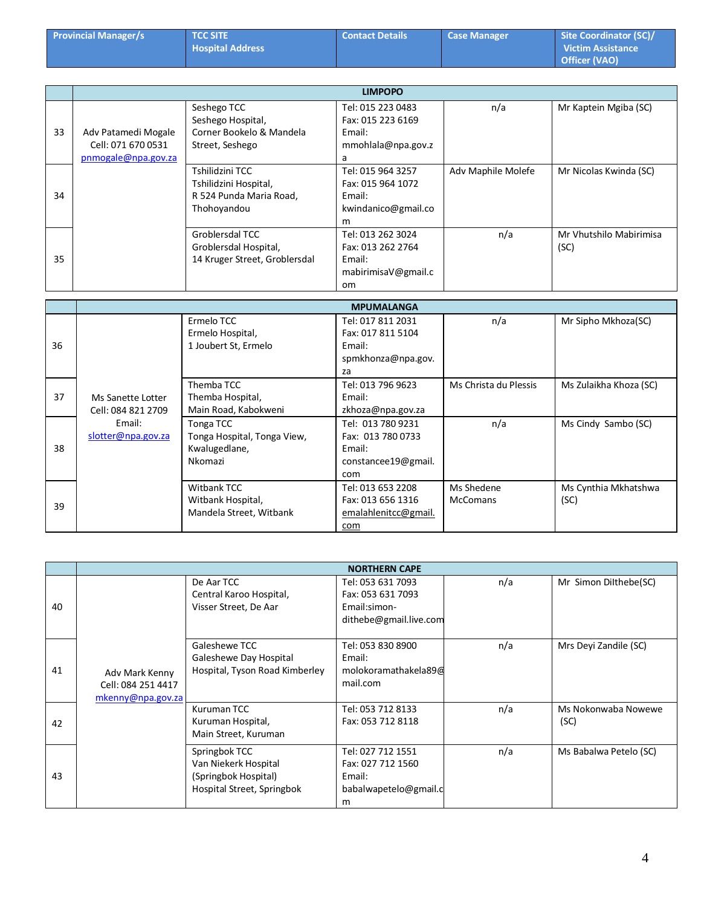| | Provincial Manager/s | TCC SITE Hospital Address | Contact Details | Case Manager | Site Coordinator (SC)/ Victim Assistance Officer (VAO) |
|---|---|---|---|---|---|
| | | **LIMPOPO** | | | |
| 33 | Adv Patamedi Mogale Cell: 071 670 0531 pnmogale@npa.gov.za | Seshego TCC Seshego Hospital, Corner Bookelo & Mandela Street, Seshego | Tel: 015 223 0483 Fax: 015 223 6169 Email: mmohlala@npa.gov.za | n/a | Mr Kaptein Mgiba (SC) |
| 34 | | Tshilidzini TCC Tshilidzini Hospital, R 524 Punda Maria Road, Thohoyandou | Tel: 015 964 3257 Fax: 015 964 1072 Email: kwindanico@gmail.com | Adv Maphile Molefe | Mr Nicolas Kwinda (SC) |
| 35 | | Groblersdal TCC Groblersdal Hospital, 14 Kruger Street, Groblersdal | Tel: 013 262 3024 Fax: 013 262 2764 Email: mabirimisaV@gmail.com | n/a | Mr Vhutshilo Mabirimisa (SC) |
| | | **MPUMALANGA** | | | |
| 36 | Ms Sanette Lotter Cell: 084 821 2709 Email: slotter@npa.gov.za | Ermelo TCC Ermelo Hospital, 1 Joubert St, Ermelo | Tel: 017 811 2031 Fax: 017 811 5104 Email: spmkhonza@npa.gov.za | n/a | Mr Sipho Mkhoza(SC) |
| 37 | | Themba TCC Themba Hospital, Main Road, Kabokweni | Tel: 013 796 9623 Email: zkhoza@npa.gov.za | Ms Christa du Plessis | Ms Zulaikha Khoza (SC) |
| 38 | | Tonga TCC Tonga Hospital, Tonga View, Kwalugedlane, Nkomazi | Tel: 013 780 9231 Fax: 013 780 0733 Email: constancee19@gmail.com | n/a | Ms Cindy Sambo (SC) |
| 39 | | Witbank TCC Witbank Hospital, Mandela Street, Witbank | Tel: 013 653 2208 Fax: 013 656 1316 emalahlenitcc@gmail.com | Ms Shedene McComans | Ms Cynthia Mkhatshwa (SC) |
| | | **NORTHERN CAPE** | | | |
| 40 | Adv Mark Kenny Cell: 084 251 4417 mkenny@npa.gov.za | De Aar TCC Central Karoo Hospital, Visser Street, De Aar | Tel: 053 631 7093 Fax: 053 631 7093 Email:simon-dithebe@gmail.live.com | n/a | Mr Simon Dilthebe(SC) |
| 41 | | Galeshewe TCC Galeshewe Day Hospital Hospital, Tyson Road Kimberley | Tel: 053 830 8900 Email: molokoramathakela89@mail.com | n/a | Mrs Deyi Zandile (SC) |
| 42 | | Kuruman TCC Kuruman Hospital, Main Street, Kuruman | Tel: 053 712 8133 Fax: 053 712 8118 | n/a | Ms Nokonwaba Nowewe (SC) |
| 43 | | Springbok TCC Van Niekerk Hospital (Springbok Hospital) Hospital Street, Springbok | Tel: 027 712 1551 Fax: 027 712 1560 Email: babalwapetelo@gmail.cm | n/a | Ms Babalwa Petelo (SC) |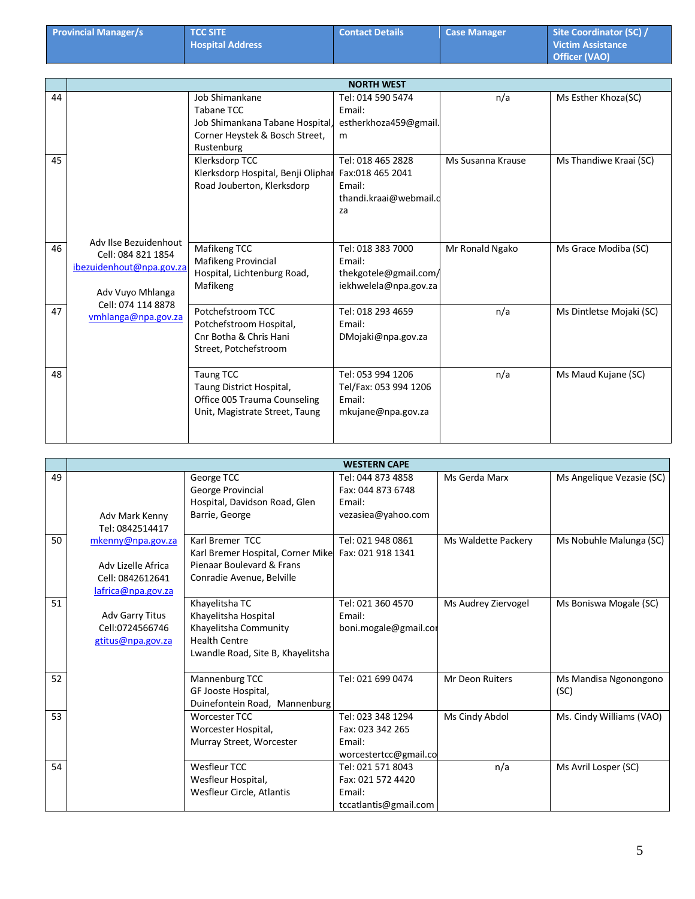| | Provincial Manager/s | TCC SITE Hospital Address | Contact Details | Case Manager | Site Coordinator (SC) / Victim Assistance Officer (VAO) |
|---|---|---|---|---|---|
| | **NORTH WEST** | | | | |
| 44 | Adv Ilse Bezuidenhout Cell: 084 821 1854 ibezuidenhout@npa.gov.za Adv Vuyo Mhlanga Cell: 074 114 8878 vmhlanga@npa.gov.za | Job Shimankane Tabane TCC Job Shimankana Tabane Hospital, Corner Heystek & Bosch Street, Rustenburg | Tel: 014 590 5474 Email: estherkhoza459@gmail.m | n/a | Ms Esther Khoza(SC) |
| 45 | | Klerksdorp TCC Klerksdorp Hospital, Benji Oliphar Road Jouberton, Klerksdorp | Tel: 018 465 2828 Fax:018 465 2041 Email: thandi.kraai@webmail.c za | Ms Susanna Krause | Ms Thandiwe Kraai (SC) |
| 46 | | Mafikeng TCC Mafikeng Provincial Hospital, Lichtenburg Road, Mafikeng | Tel: 018 383 7000 Email: thekgotele@gmail.com/ iekhwelela@npa.gov.za | Mr Ronald Ngako | Ms Grace Modiba (SC) |
| 47 | | Potchefstroom TCC Potchefstroom Hospital, Cnr Botha & Chris Hani Street, Potchefstroom | Tel: 018 293 4659 Email: DMojaki@npa.gov.za | n/a | Ms Dintletse Mojaki (SC) |
| 48 | | Taung TCC Taung District Hospital, Office 005 Trauma Counseling Unit, Magistrate Street, Taung | Tel: 053 994 1206 Tel/Fax: 053 994 1206 Email: mkujane@npa.gov.za | n/a | Ms Maud Kujane (SC) |
| | **WESTERN CAPE** | | | | |
| 49 | Adv Mark Kenny Tel: 0842514417 mkenny@npa.gov.za Adv Lizelle Africa Cell: 0842612641 lafrica@npa.gov.za Adv Garry Titus Cell:0724566746 gtitus@npa.gov.za | George TCC George Provincial Hospital, Davidson Road, Glen Barrie, George | Tel: 044 873 4858 Fax: 044 873 6748 Email: vezasiea@yahoo.com | Ms Gerda Marx | Ms Angelique Vezasie (SC) |
| 50 | | Karl Bremer TCC Karl Bremer Hospital, Corner Mike Pienaar Boulevard & Frans Conradie Avenue, Belville | Tel: 021 948 0861 Fax: 021 918 1341 | Ms Waldette Packery | Ms Nobuhle Malunga (SC) |
| 51 | | Khayelitsha TC Khayelitsha Hospital Khayelitsha Community Health Centre Lwandle Road, Site B, Khayelitsha | Tel: 021 360 4570 Email: boni.mogale@gmail.cor | Ms Audrey Ziervogel | Ms Boniswa Mogale (SC) |
| 52 | | Mannenburg TCC GF Jooste Hospital, Duinefontein Road, Mannenburg | Tel: 021 699 0474 | Mr Deon Ruiters | Ms Mandisa Ngonongono (SC) |
| 53 | | Worcester TCC Worcester Hospital, Murray Street, Worcester | Tel: 023 348 1294 Fax: 023 342 265 Email: worcestertcc@gmail.co | Ms Cindy Abdol | Ms. Cindy Williams (VAO) |
| 54 | | Wesfleur TCC Wesfleur Hospital, Wesfleur Circle, Atlantis | Tel: 021 571 8043 Fax: 021 572 4420 Email: tccatlantis@gmail.com | n/a | Ms Avril Losper (SC) |